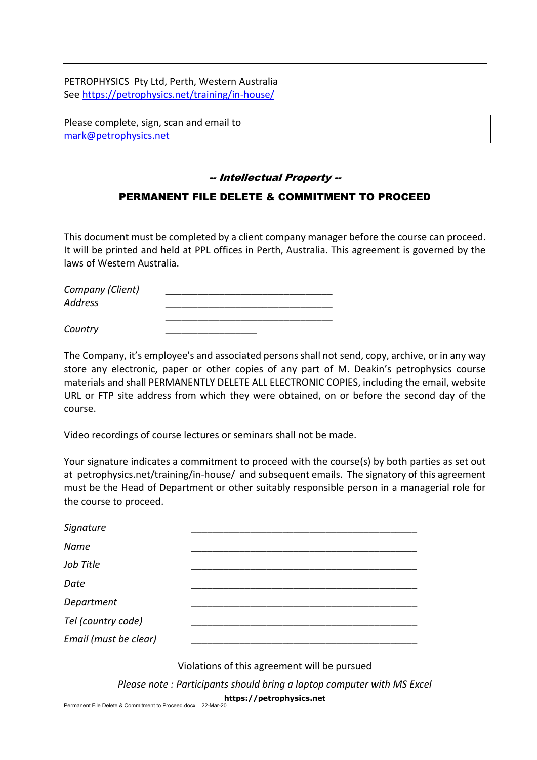PETROPHYSICS Pty Ltd, Perth, Western Australia
See [https://petrophysics.net/training/in-house/](https://petrophysics.net/training/in-house/)

| |
|---|
| Please complete, sign, scan and email to mark@petrophysics.net |

### *-- Intellectual Property --*

### PERMANENT FILE DELETE & COMMITMENT TO PROCEED

This document must be completed by a client company manager before the course can proceed. It will be printed and held at PPL offices in Perth, Australia. This agreement is governed by the laws of Western Australia.

*Company (Client)* ________________________________
*Address* ________________________________
________________________________
*Country* _________________

The Company, it's employee's and associated persons shall not send, copy, archive, or in any way store any electronic, paper or other copies of any part of M. Deakin's petrophysics course materials and shall PERMANENTLY DELETE ALL ELECTRONIC COPIES, including the email, website URL or FTP site address from which they were obtained, on or before the second day of the course.

Video recordings of course lectures or seminars shall not be made.

Your signature indicates a commitment to proceed with the course(s) by both parties as set out at petrophysics.net/training/in-house/ and subsequent emails. The signatory of this agreement must be the Head of Department or other suitably responsible person in a managerial role for the course to proceed.

*Signature* ____________________________________________
*Name* ____________________________________________
*Job Title* ____________________________________________
*Date* ____________________________________________
*Department* ____________________________________________
*Tel (country code)* ____________________________________________
*Email (must be clear)* ____________________________________________

Violations of this agreement will be pursued

*Please note : Participants should bring a laptop computer with MS Excel*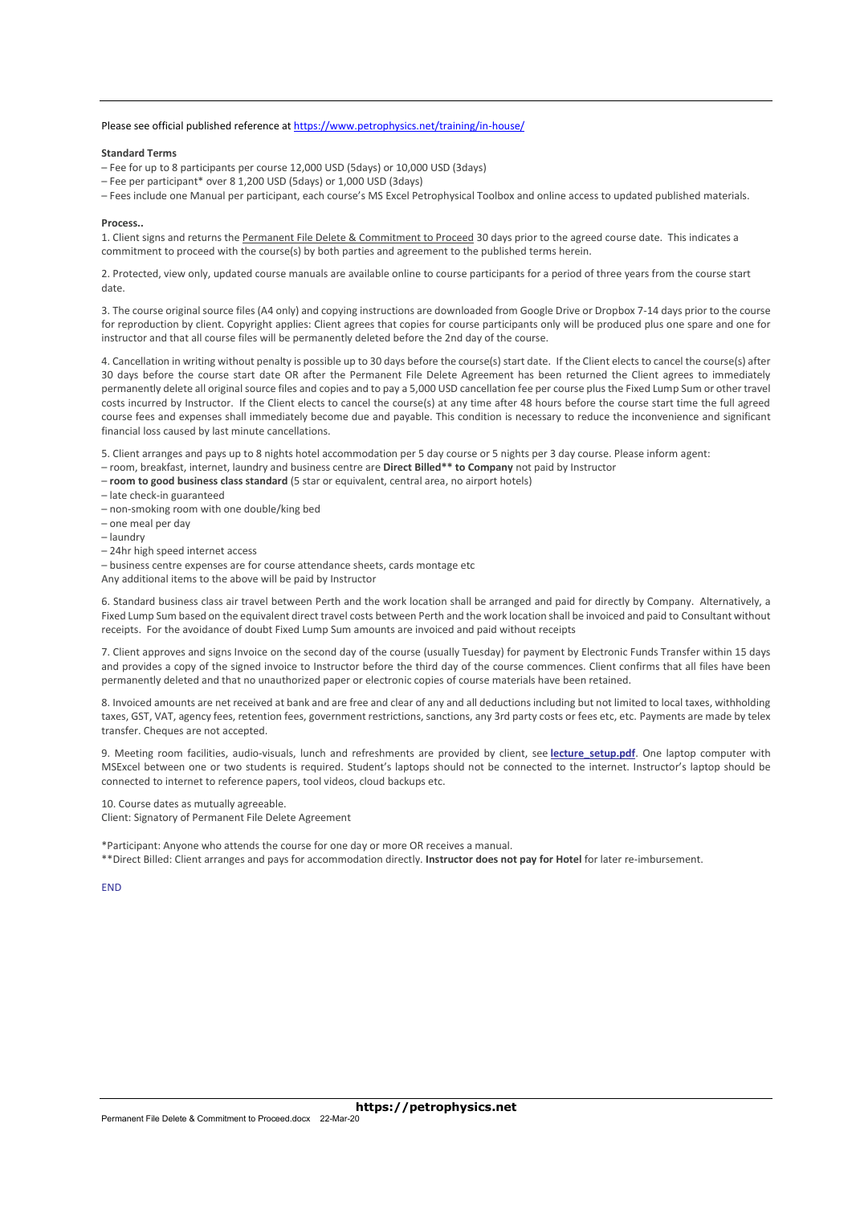Please see official published reference at https://www.petrophysics.net/training/in-house/

**Standard Terms**

– Fee for up to 8 participants per course 12,000 USD (5days) or 10,000 USD (3days)
– Fee per participant* over 8 1,200 USD (5days) or 1,000 USD (3days)
– Fees include one Manual per participant, each course's MS Excel Petrophysical Toolbox and online access to updated published materials.

**Process..**

1. Client signs and returns the Permanent File Delete & Commitment to Proceed 30 days prior to the agreed course date. This indicates a commitment to proceed with the course(s) by both parties and agreement to the published terms herein.

2. Protected, view only, updated course manuals are available online to course participants for a period of three years from the course start date.

3. The course original source files (A4 only) and copying instructions are downloaded from Google Drive or Dropbox 7-14 days prior to the course for reproduction by client. Copyright applies: Client agrees that copies for course participants only will be produced plus one spare and one for instructor and that all course files will be permanently deleted before the 2nd day of the course.

4. Cancellation in writing without penalty is possible up to 30 days before the course(s) start date. If the Client elects to cancel the course(s) after 30 days before the course start date OR after the Permanent File Delete Agreement has been returned the Client agrees to immediately permanently delete all original source files and copies and to pay a 5,000 USD cancellation fee per course plus the Fixed Lump Sum or other travel costs incurred by Instructor. If the Client elects to cancel the course(s) at any time after 48 hours before the course start time the full agreed course fees and expenses shall immediately become due and payable. This condition is necessary to reduce the inconvenience and significant financial loss caused by last minute cancellations.

5. Client arranges and pays up to 8 nights hotel accommodation per 5 day course or 5 nights per 3 day course. Please inform agent:
– room, breakfast, internet, laundry and business centre are **Direct Billed** to Company** not paid by Instructor
– **room to good business class standard** (5 star or equivalent, central area, no airport hotels)
– late check-in guaranteed
– non-smoking room with one double/king bed
– one meal per day
– laundry
– 24hr high speed internet access
– business centre expenses are for course attendance sheets, cards montage etc
Any additional items to the above will be paid by Instructor

6. Standard business class air travel between Perth and the work location shall be arranged and paid for directly by Company. Alternatively, a Fixed Lump Sum based on the equivalent direct travel costs between Perth and the work location shall be invoiced and paid to Consultant without receipts. For the avoidance of doubt Fixed Lump Sum amounts are invoiced and paid without receipts

7. Client approves and signs Invoice on the second day of the course (usually Tuesday) for payment by Electronic Funds Transfer within 15 days and provides a copy of the signed invoice to Instructor before the third day of the course commences. Client confirms that all files have been permanently deleted and that no unauthorized paper or electronic copies of course materials have been retained.

8. Invoiced amounts are net received at bank and are free and clear of any and all deductions including but not limited to local taxes, withholding taxes, GST, VAT, agency fees, retention fees, government restrictions, sanctions, any 3rd party costs or fees etc, etc. Payments are made by telex transfer. Cheques are not accepted.

9. Meeting room facilities, audio-visuals, lunch and refreshments are provided by client, see **lecture_setup.pdf**. One laptop computer with MSExcel between one or two students is required. Student's laptops should not be connected to the internet. Instructor's laptop should be connected to internet to reference papers, tool videos, cloud backups etc.

10. Course dates as mutually agreeable.
Client: Signatory of Permanent File Delete Agreement

*Participant: Anyone who attends the course for one day or more OR receives a manual.
**Direct Billed: Client arranges and pays for accommodation directly. **Instructor does not pay for Hotel** for later re-imbursement.

END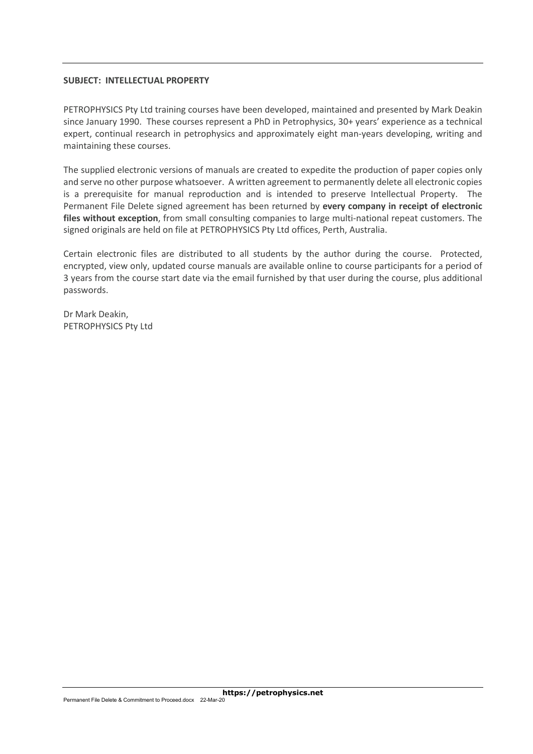**SUBJECT: INTELLECTUAL PROPERTY**

PETROPHYSICS Pty Ltd training courses have been developed, maintained and presented by Mark Deakin since January 1990. These courses represent a PhD in Petrophysics, 30+ years' experience as a technical expert, continual research in petrophysics and approximately eight man-years developing, writing and maintaining these courses.

The supplied electronic versions of manuals are created to expedite the production of paper copies only and serve no other purpose whatsoever. A written agreement to permanently delete all electronic copies is a prerequisite for manual reproduction and is intended to preserve Intellectual Property. The Permanent File Delete signed agreement has been returned by **every company in receipt of electronic files without exception**, from small consulting companies to large multi-national repeat customers. The signed originals are held on file at PETROPHYSICS Pty Ltd offices, Perth, Australia.

Certain electronic files are distributed to all students by the author during the course. Protected, encrypted, view only, updated course manuals are available online to course participants for a period of 3 years from the course start date via the email furnished by that user during the course, plus additional passwords.

Dr Mark Deakin,
PETROPHYSICS Pty Ltd